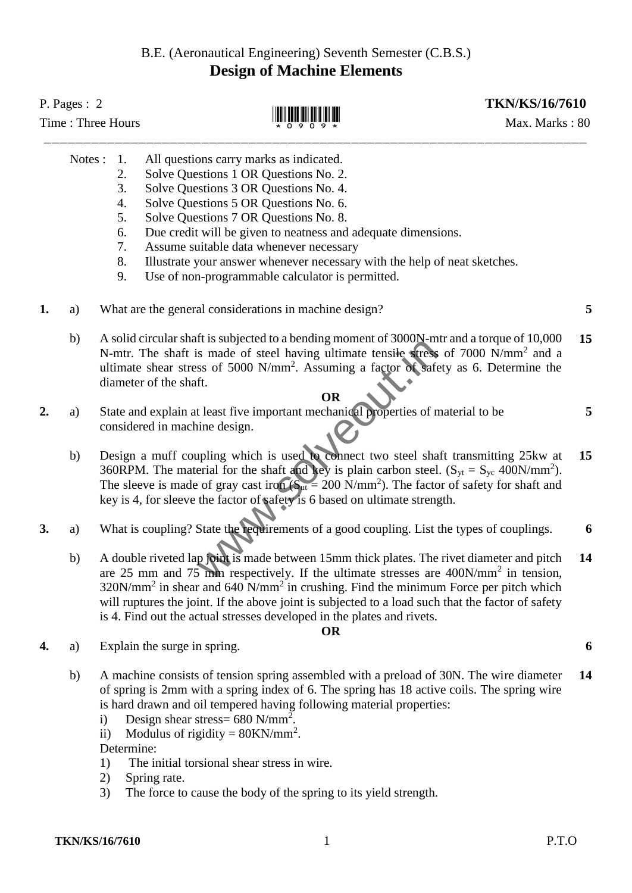B.E. (Aeronautical Engineering) Seventh Semester (C.B.S.)

# Design of Machine Elements

P. Pages : 2 | **TKN/KS/16/7610**

Time : Three Hours | Max. Marks : 80

\* 0 9 0 9 \*

---

Notes :
1. All questions carry marks as indicated.
2. Solve Questions 1 OR Questions No. 2.
3. Solve Questions 3 OR Questions No. 4.
4. Solve Questions 5 OR Questions No. 6.
5. Solve Questions 7 OR Questions No. 8.
6. Due credit will be given to neatness and adequate dimensions.
7. Assume suitable data whenever necessary
8. Illustrate your answer whenever necessary with the help of neat sketches.
9. Use of non-programmable calculator is permitted.

**1.** a) What are the general considerations in machine design? **5**

b) A solid circular shaft is subjected to a bending moment of 3000N-mtr and a torque of 10,000 N-mtr. The shaft is made of steel having ultimate tensile stress of 7000 $N/mm^2$ and a ultimate shear stress of 5000 $N/mm^2$. Assuming a factor of safety as 6. Determine the diameter of the shaft. **15**

**OR**

**2.** a) State and explain at least five important mechanical properties of material to be considered in machine design. **5**

b) Design a muff coupling which is used to connect two steel shaft transmitting 25kw at 360RPM. The material for the shaft and key is plain carbon steel. ($S_{yt} = S_{yc}$ 400$N/mm^2$). The sleeve is made of gray cast iron ($S_{ut}$ = 200 $N/mm^2$). The factor of safety for shaft and key is 4, for sleeve the factor of safety is 6 based on ultimate strength. **15**

**3.** a) What is coupling? State the requirements of a good coupling. List the types of couplings. **6**

b) A double riveted lap joint is made between 15mm thick plates. The rivet diameter and pitch are 25 mm and 75 mm respectively. If the ultimate stresses are 400$N/mm^2$ in tension, 320$N/mm^2$ in shear and 640 $N/mm^2$ in crushing. Find the minimum Force per pitch which will ruptures the joint. If the above joint is subjected to a load such that the factor of safety is 4. Find out the actual stresses developed in the plates and rivets. **14**

**OR**

**4.** a) Explain the surge in spring. **6**

b) A machine consists of tension spring assembled with a preload of 30N. The wire diameter of spring is 2mm with a spring index of 6. The spring has 18 active coils. The spring wire is hard drawn and oil tempered having following material properties: **14**

i) Design shear stress= 680 $N/mm^2$.

ii) Modulus of rigidity = 80$KN/mm^2$.

Determine:

1) The initial torsional shear stress in wire.
2) Spring rate.
3) The force to cause the body of the spring to its yield strength.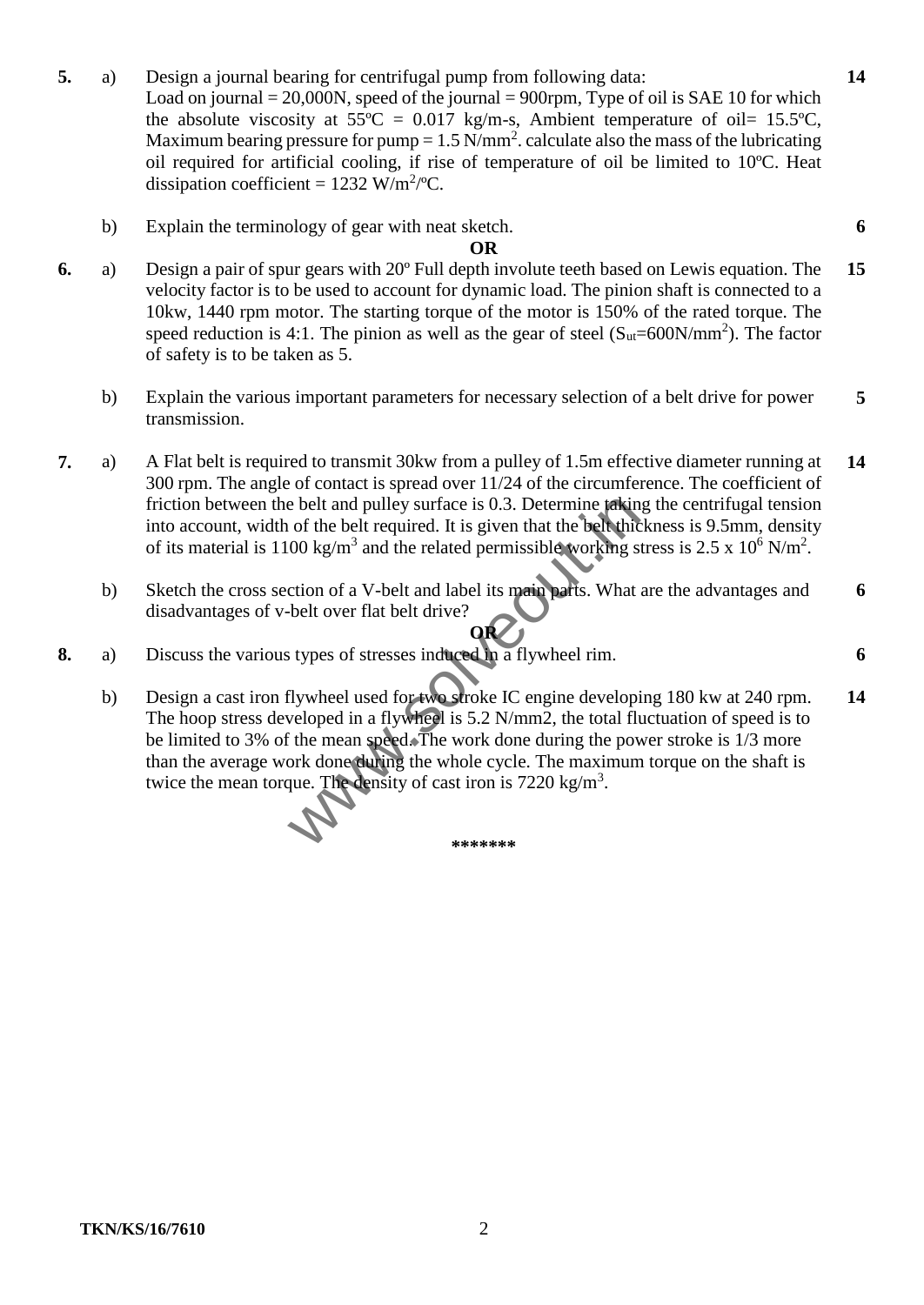**5.** a) Design a journal bearing for centrifugal pump from following data: **14**
Load on journal = 20,000N, speed of the journal = 900rpm, Type of oil is SAE 10 for which the absolute viscosity at 55ºC = 0.017 kg/m-s, Ambient temperature of oil= 15.5ºC, Maximum bearing pressure for pump = 1.5 $N/mm^2$. calculate also the mass of the lubricating oil required for artificial cooling, if rise of temperature of oil be limited to 10ºC. Heat dissipation coefficient = 1232 $W/m^2/ºC$.

b) Explain the terminology of gear with neat sketch. **6**

**OR**

**6.** a) Design a pair of spur gears with 20º Full depth involute teeth based on Lewis equation. The velocity factor is to be used to account for dynamic load. The pinion shaft is connected to a 10kw, 1440 rpm motor. The starting torque of the motor is 150% of the rated torque. The speed reduction is 4:1. The pinion as well as the gear of steel ($S_{ut}$=600$N/mm^2$). The factor of safety is to be taken as 5. **15**

b) Explain the various important parameters for necessary selection of a belt drive for power transmission. **5**

**7.** a) A Flat belt is required to transmit 30kw from a pulley of 1.5m effective diameter running at 300 rpm. The angle of contact is spread over 11/24 of the circumference. The coefficient of friction between the belt and pulley surface is 0.3. Determine taking the centrifugal tension into account, width of the belt required. It is given that the belt thickness is 9.5mm, density of its material is 1100 $kg/m^3$ and the related permissible working stress is 2.5 x $10^6$ $N/m^2$. **14**

b) Sketch the cross section of a V-belt and label its main parts. What are the advantages and disadvantages of v-belt over flat belt drive? **6**

**OR**

**8.** a) Discuss the various types of stresses induced in a flywheel rim. **6**

b) Design a cast iron flywheel used for two stroke IC engine developing 180 kw at 240 rpm. The hoop stress developed in a flywheel is 5.2 N/mm2, the total fluctuation of speed is to be limited to 3% of the mean speed. The work done during the power stroke is 1/3 more than the average work done during the whole cycle. The maximum torque on the shaft is twice the mean torque. The density of cast iron is 7220 $kg/m^3$. **14**

*******